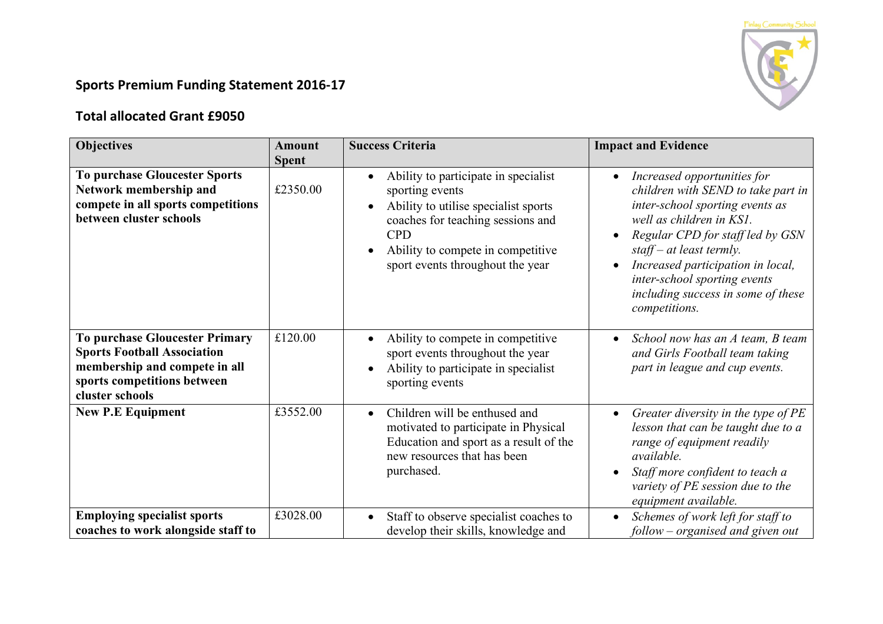## Sports Premium Funding Statement 2016-17

## Total allocated Grant £9050

| Objectives | Amount Spent | Success Criteria | Impact and Evidence |
|---|---|---|---|
| **To purchase Gloucester Sports Network membership and compete in all sports competitions between cluster schools** | £2350.00 | • Ability to participate in specialist sporting events<br>• Ability to utilise specialist sports coaches for teaching sessions and CPD<br>• Ability to compete in competitive sport events throughout the year | • *Increased opportunities for children with SEND to take part in inter-school sporting events as well as children in KS1.*<br>• *Regular CPD for staff led by GSN staff – at least termly.*<br>• *Increased participation in local, inter-school sporting events including success in some of these competitions.* |
| **To purchase Gloucester Primary Sports Football Association membership and compete in all sports competitions between cluster schools** | £120.00 | • Ability to compete in competitive sport events throughout the year<br>• Ability to participate in specialist sporting events | • *School now has an A team, B team and Girls Football team taking part in league and cup events.* |
| **New P.E Equipment** | £3552.00 | • Children will be enthused and motivated to participate in Physical Education and sport as a result of the new resources that has been purchased. | • *Greater diversity in the type of PE lesson that can be taught due to a range of equipment readily available.*<br>• *Staff more confident to teach a variety of PE session due to the equipment available.* |
| **Employing specialist sports coaches to work alongside staff to** | £3028.00 | • Staff to observe specialist coaches to develop their skills, knowledge and | • *Schemes of work left for staff to follow – organised and given out* |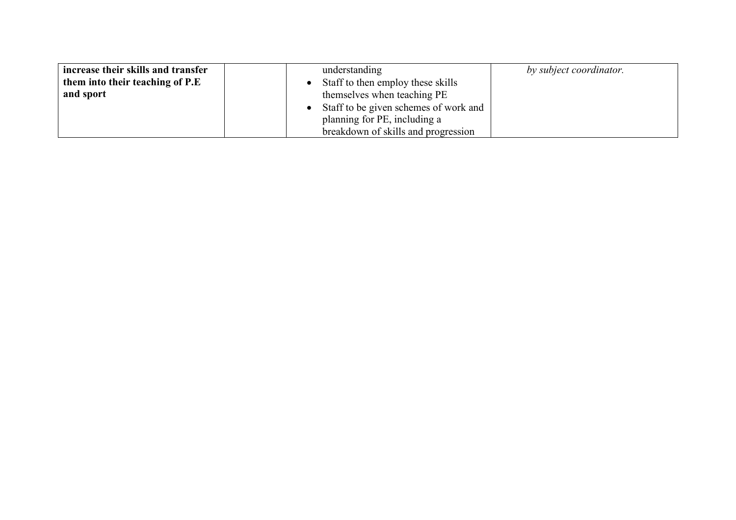| | | | |
|---|---|---|---|
| **increase their skills and transfer them into their teaching of P.E and sport** | | understanding<br>• Staff to then employ these skills themselves when teaching PE<br>• Staff to be given schemes of work and planning for PE, including a breakdown of skills and progression | *by subject coordinator.* |